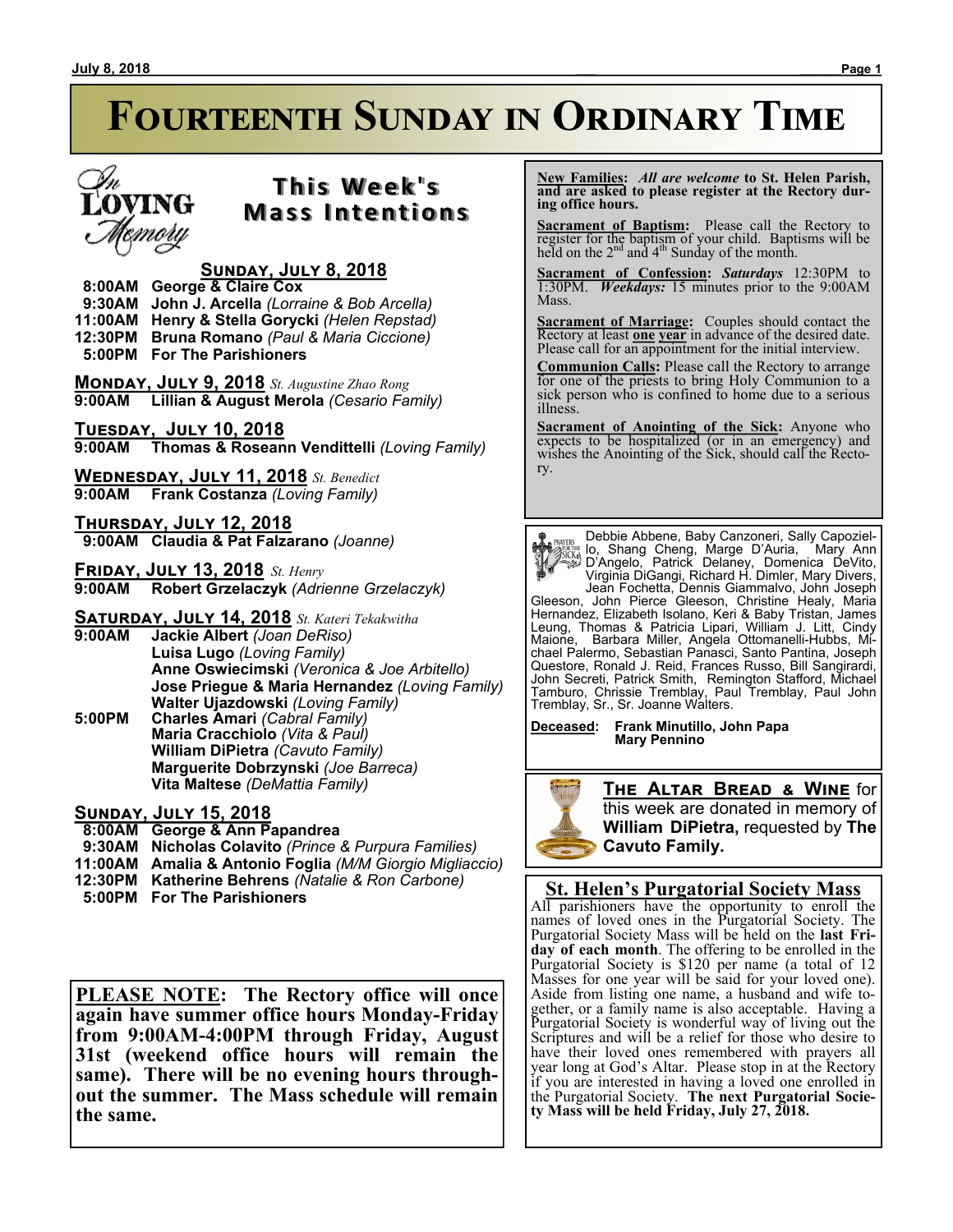# Fourteenth Sunday in Ordinary Time

## This Week's Mass Intentions

### Sunday, July 8, 2018

8:00AM **George & Claire Cox**
9:30AM **John J. Arcella** *(Lorraine & Bob Arcella)*
11:00AM **Henry & Stella Gorycki** *(Helen Repstad)*
12:30PM **Bruna Romano** *(Paul & Maria Ciccione)*
5:00PM **For The Parishioners**

### Monday, July 9, 2018 *St. Augustine Zhao Rong*

9:00AM **Lillian & August Merola** *(Cesario Family)*

### Tuesday, July 10, 2018

9:00AM **Thomas & Roseann Vendittelli** *(Loving Family)*

### Wednesday, July 11, 2018 *St. Benedict*

9:00AM **Frank Costanza** *(Loving Family)*

### Thursday, July 12, 2018

9:00AM **Claudia & Pat Falzarano** *(Joanne)*

### Friday, July 13, 2018 *St. Henry*

9:00AM **Robert Grzelaczyk** *(Adrienne Grzelaczyk)*

### Saturday, July 14, 2018 *St. Kateri Tekakwitha*

9:00AM **Jackie Albert** *(Joan DeRiso)*
**Luisa Lugo** *(Loving Family)*
**Anne Oswiecimski** *(Veronica & Joe Arbitello)*
**Jose Priegue & Maria Hernandez** *(Loving Family)*
**Walter Ujazdowski** *(Loving Family)*

5:00PM **Charles Amari** *(Cabral Family)*
**Maria Cracchiolo** *(Vita & Paul)*
**William DiPietra** *(Cavuto Family)*
**Marguerite Dobrzynski** *(Joe Barreca)*
**Vita Maltese** *(DeMattia Family)*

### Sunday, July 15, 2018

8:00AM **George & Ann Papandrea**
9:30AM **Nicholas Colavito** *(Prince & Purpura Families)*
11:00AM **Amalia & Antonio Foglia** *(M/M Giorgio Migliaccio)*
12:30PM **Katherine Behrens** *(Natalie & Ron Carbone)*
5:00PM **For The Parishioners**

**PLEASE NOTE: The Rectory office will once again have summer office hours Monday-Friday from 9:00AM-4:00PM through Friday, August 31st (weekend office hours will remain the same). There will be no evening hours throughout the summer. The Mass schedule will remain the same.**

---

**New Families:** *All are welcome* **to St. Helen Parish, and are asked to please register at the Rectory during office hours.**

**Sacrament of Baptism:** Please call the Rectory to register for the baptism of your child. Baptisms will be held on the 2nd and 4th Sunday of the month.

**Sacrament of Confession:** ***Saturdays*** 12:30PM to 1:30PM. ***Weekdays:*** 15 minutes prior to the 9:00AM Mass.

**Sacrament of Marriage:** Couples should contact the Rectory at least **one year** in advance of the desired date. Please call for an appointment for the initial interview.

**Communion Calls:** Please call the Rectory to arrange for one of the priests to bring Holy Communion to a sick person who is confined to home due to a serious illness.

**Sacrament of Anointing of the Sick:** Anyone who expects to be hospitalized (or in an emergency) and wishes the Anointing of the Sick, should call the Rectory.

---

Debbie Abbene, Baby Canzoneri, Sally Capoziello, Shang Cheng, Marge D'Auria, Mary Ann D'Angelo, Patrick Delaney, Domenica DeVito, Virginia DiGangi, Richard H. Dimler, Mary Divers, Jean Fochetta, Dennis Giammalvo, John Joseph Gleeson, John Pierce Gleeson, Christine Healy, Maria Hernandez, Elizabeth Isolano, Keri & Baby Tristan, James Leung, Thomas & Patricia Lipari, William J. Litt, Cindy Maione, Barbara Miller, Angela Ottomanelli-Hubbs, Michael Palermo, Sebastian Panasci, Santo Pantina, Joseph Questore, Ronald J. Reid, Frances Russo, Bill Sangirardi, John Secreti, Patrick Smith, Remington Stafford, Michael Tamburo, Chrissie Tremblay, Paul Tremblay, Paul John Tremblay, Sr., Sr. Joanne Walters.

**Deceased: Frank Minutillo, John Papa, Mary Pennino**

---

**The Altar Bread & Wine** for this week are donated in memory of **William DiPietra,** requested by **The Cavuto Family.**

---

## St. Helen's Purgatorial Society Mass

All parishioners have the opportunity to enroll the names of loved ones in the Purgatorial Society. The Purgatorial Society Mass will be held on the **last Friday of each month**. The offering to be enrolled in the Purgatorial Society is $120 per name (a total of 12 Masses for one year will be said for your loved one). Aside from listing one name, a husband and wife together, or a family name is also acceptable. Having a Purgatorial Society is wonderful way of living out the Scriptures and will be a relief for those who desire to have their loved ones remembered with prayers all year long at God's Altar. Please stop in at the Rectory if you are interested in having a loved one enrolled in the Purgatorial Society. **The next Purgatorial Society Mass will be held Friday, July 27, 2018.**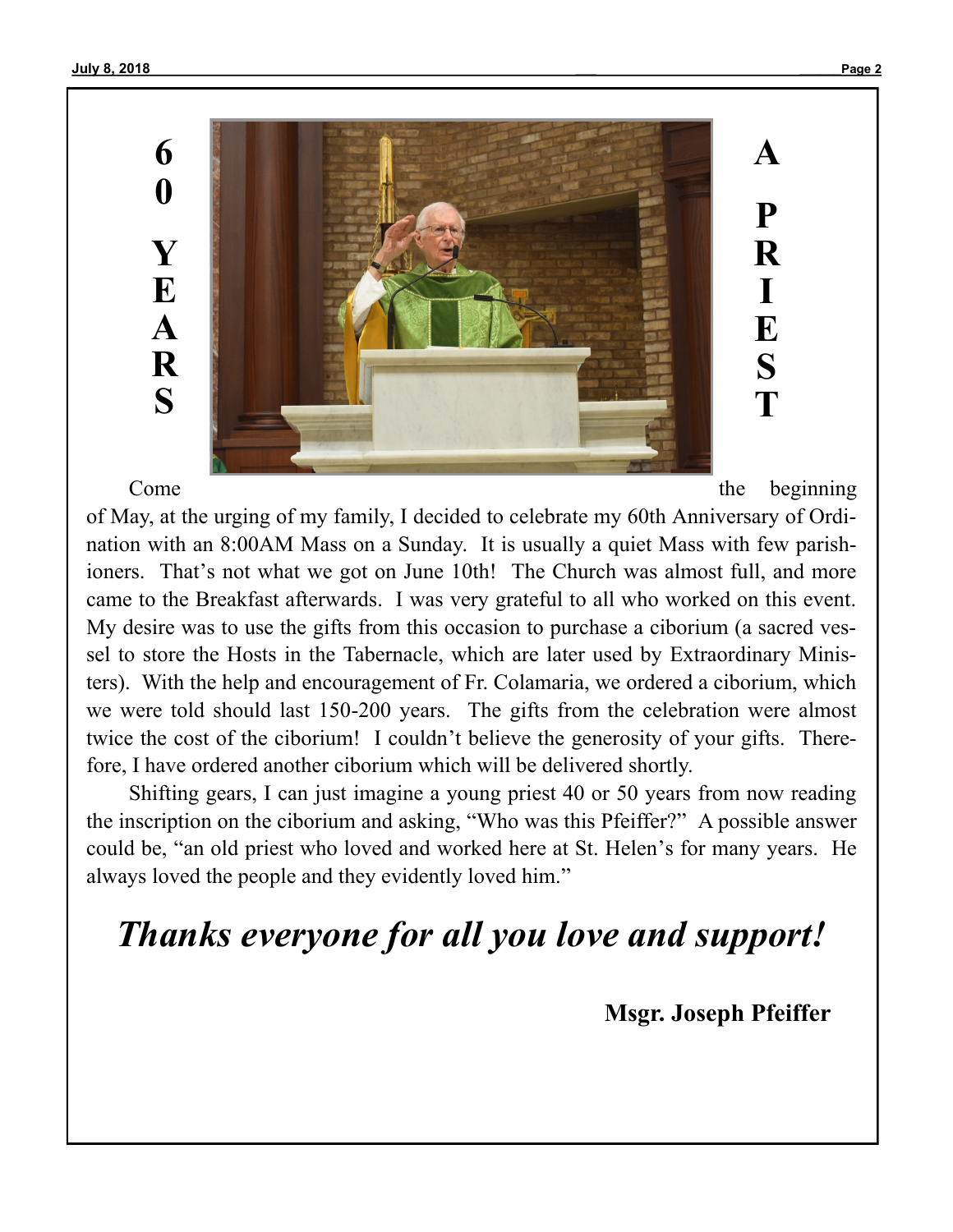# 60 YEARS A PRIEST

Come the beginning of May, at the urging of my family, I decided to celebrate my 60th Anniversary of Ordination with an 8:00AM Mass on a Sunday. It is usually a quiet Mass with few parishioners. That's not what we got on June 10th! The Church was almost full, and more came to the Breakfast afterwards. I was very grateful to all who worked on this event. My desire was to use the gifts from this occasion to purchase a ciborium (a sacred vessel to store the Hosts in the Tabernacle, which are later used by Extraordinary Ministers). With the help and encouragement of Fr. Colamaria, we ordered a ciborium, which we were told should last 150-200 years. The gifts from the celebration were almost twice the cost of the ciborium! I couldn't believe the generosity of your gifts. Therefore, I have ordered another ciborium which will be delivered shortly.

Shifting gears, I can just imagine a young priest 40 or 50 years from now reading the inscription on the ciborium and asking, "Who was this Pfeiffer?" A possible answer could be, "an old priest who loved and worked here at St. Helen's for many years. He always loved the people and they evidently loved him."

***Thanks everyone for all you love and support!***

**Msgr. Joseph Pfeiffer**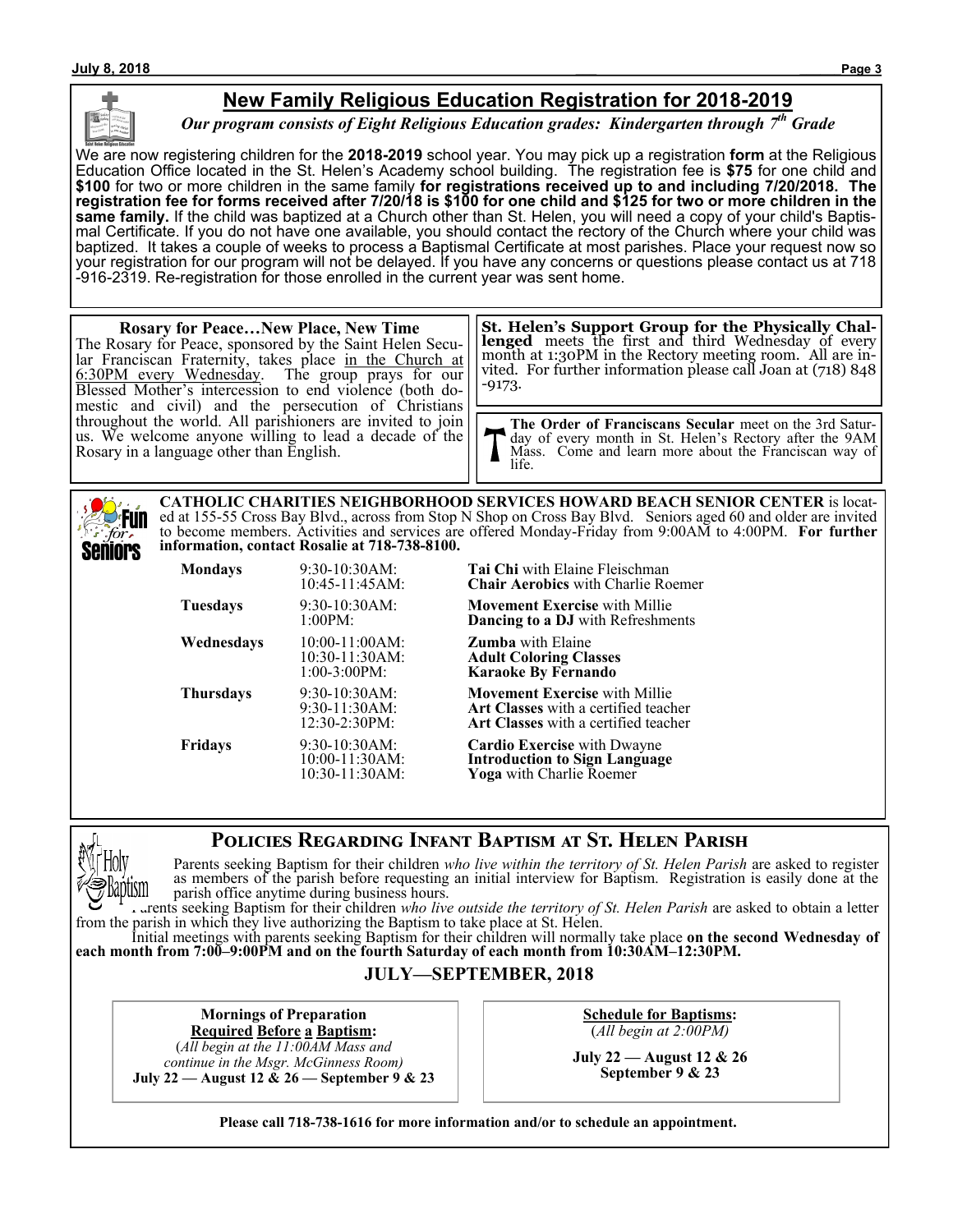## New Family Religious Education Registration for 2018-2019

***Our program consists of Eight Religious Education grades: Kindergarten through 7th Grade***

We are now registering children for the **2018-2019** school year. You may pick up a registration **form** at the Religious Education Office located in the St. Helen's Academy school building. The registration fee is **$75** for one child and **$100** for two or more children in the same family **for registrations received up to and including 7/20/2018. The registration fee for forms received after 7/20/18 is $100 for one child and $125 for two or more children in the same family.** If the child was baptized at a Church other than St. Helen, you will need a copy of your child's Baptismal Certificate. If you do not have one available, you should contact the rectory of the Church where your child was baptized. It takes a couple of weeks to process a Baptismal Certificate at most parishes. Place your request now so your registration for our program will not be delayed. If you have any concerns or questions please contact us at 718-916-2319. Re-registration for those enrolled in the current year was sent home.

**Rosary for Peace…New Place, New Time**

The Rosary for Peace, sponsored by the Saint Helen Secular Franciscan Fraternity, takes place in the Church at 6:30PM every Wednesday. The group prays for our Blessed Mother's intercession to end violence (both domestic and civil) and the persecution of Christians throughout the world. All parishioners are invited to join us. We welcome anyone willing to lead a decade of the Rosary in a language other than English.

**St. Helen's Support Group for the Physically Challenged** meets the first and third Wednesday of every month at 1:30PM in the Rectory meeting room. All are invited. For further information please call Joan at (718) 848-9173.

**The Order of Franciscans Secular** meet on the 3rd Saturday of every month in St. Helen's Rectory after the 9AM Mass. Come and learn more about the Franciscan way of life.

**CATHOLIC CHARITIES NEIGHBORHOOD SERVICES HOWARD BEACH SENIOR CENTER** is located at 155-55 Cross Bay Blvd., across from Stop N Shop on Cross Bay Blvd. Seniors aged 60 and older are invited to become members. Activities and services are offered Monday-Friday from 9:00AM to 4:00PM. **For further information, contact Rosalie at 718-738-8100.**

| Day | Time | Activity |
|---|---|---|
| **Mondays** | 9:30-10:30AM: | **Tai Chi** with Elaine Fleischman |
| | 10:45-11:45AM: | **Chair Aerobics** with Charlie Roemer |
| **Tuesdays** | 9:30-10:30AM: | **Movement Exercise** with Millie |
| | 1:00PM: | **Dancing to a DJ** with Refreshments |
| **Wednesdays** | 10:00-11:00AM: | **Zumba** with Elaine |
| | 10:30-11:30AM: | **Adult Coloring Classes** |
| | 1:00-3:00PM: | **Karaoke By Fernando** |
| **Thursdays** | 9:30-10:30AM: | **Movement Exercise** with Millie |
| | 9:30-11:30AM: | **Art Classes** with a certified teacher |
| | 12:30-2:30PM: | **Art Classes** with a certified teacher |
| **Fridays** | 9:30-10:30AM: | **Cardio Exercise** with Dwayne |
| | 10:00-11:30AM: | **Introduction to Sign Language** |
| | 10:30-11:30AM: | **Yoga** with Charlie Roemer |

## Policies Regarding Infant Baptism at St. Helen Parish

Parents seeking Baptism for their children *who live within the territory of St. Helen Parish* are asked to register as members of the parish before requesting an initial interview for Baptism. Registration is easily done at the parish office anytime during business hours.

Parents seeking Baptism for their children *who live outside the territory of St. Helen Parish* are asked to obtain a letter from the parish in which they live authorizing the Baptism to take place at St. Helen.

Initial meetings with parents seeking Baptism for their children will normally take place **on the second Wednesday of each month from 7:00–9:00PM and on the fourth Saturday of each month from 10:30AM–12:30PM.**

### JULY—SEPTEMBER, 2018

**Mornings of Preparation Required Before a Baptism:**
(*All begin at the 11:00AM Mass and continue in the Msgr. McGinness Room)*
**July 22 — August 12 & 26 — September 9 & 23**

**Schedule for Baptisms:**
(*All begin at 2:00PM)*
**July 22 — August 12 & 26**
**September 9 & 23**

**Please call 718-738-1616 for more information and/or to schedule an appointment.**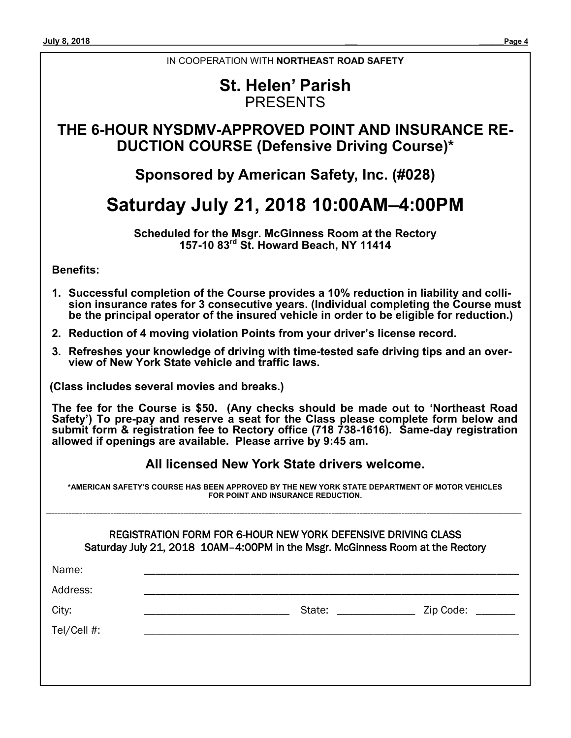IN COOPERATION WITH **NORTHEAST ROAD SAFETY**

# St. Helen' Parish
PRESENTS

## THE 6-HOUR NYSDMV-APPROVED POINT AND INSURANCE REDUCTION COURSE (Defensive Driving Course)*

### Sponsored by American Safety, Inc. (#028)

# Saturday July 21, 2018 10:00AM–4:00PM

**Scheduled for the Msgr. McGinness Room at the Rectory**
**157-10 83rd St. Howard Beach, NY 11414**

**Benefits:**

1. **Successful completion of the Course provides a 10% reduction in liability and collision insurance rates for 3 consecutive years. (Individual completing the Course must be the principal operator of the insured vehicle in order to be eligible for reduction.)**
2. **Reduction of 4 moving violation Points from your driver's license record.**
3. **Refreshes your knowledge of driving with time-tested safe driving tips and an overview of New York State vehicle and traffic laws.**

**(Class includes several movies and breaks.)**

**The fee for the Course is $50. (Any checks should be made out to 'Northeast Road Safety') To pre-pay and reserve a seat for the Class please complete form below and submit form & registration fee to Rectory office (718 738-1616). Same-day registration allowed if openings are available. Please arrive by 9:45 am.**

### All licensed New York State drivers welcome.

**\*AMERICAN SAFETY'S COURSE HAS BEEN APPROVED BY THE NEW YORK STATE DEPARTMENT OF MOTOR VEHICLES FOR POINT AND INSURANCE REDUCTION.**

---

REGISTRATION FORM FOR 6-HOUR NEW YORK DEFENSIVE DRIVING CLASS
Saturday July 21, 2018 10AM–4:00PM in the Msgr. McGinness Room at the Rectory

Name: ______________________________________________

Address: ______________________________________________

City: __________________________ State: ______________ Zip Code: _______

Tel/Cell #: ______________________________________________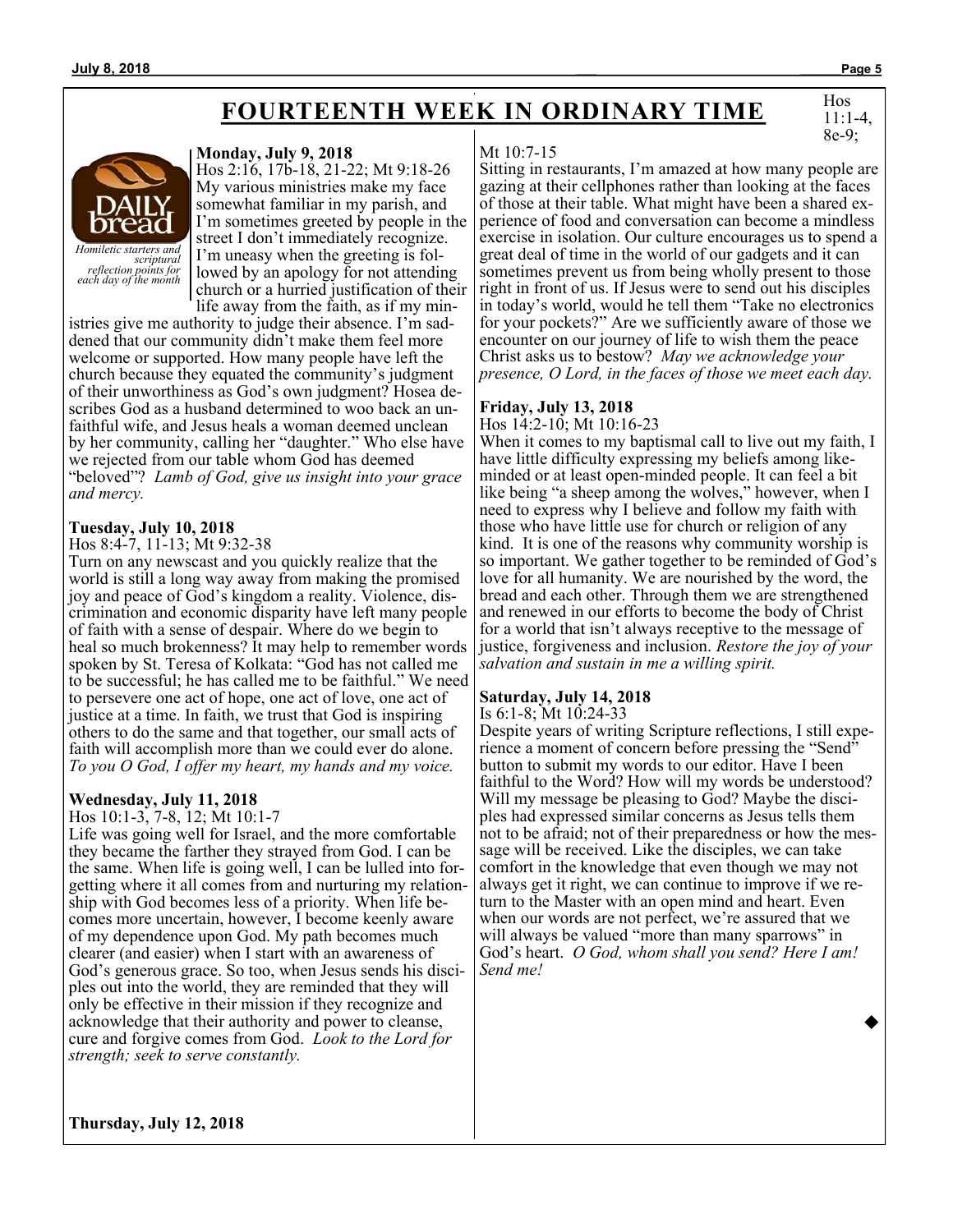## FOURTEENTH WEEK IN ORDINARY TIME

*Homiletic starters and scriptural reflection points for each day of the month*

**Monday, July 9, 2018**

Hos 2:16, 17b-18, 21-22; Mt 9:18-26

My various ministries make my face somewhat familiar in my parish, and I'm sometimes greeted by people in the street I don't immediately recognize. I'm uneasy when the greeting is followed by an apology for not attending church or a hurried justification of their life away from the faith, as if my ministries give me authority to judge their absence. I'm saddened that our community didn't make them feel more welcome or supported. How many people have left the church because they equated the community's judgment of their unworthiness as God's own judgment? Hosea describes God as a husband determined to woo back an unfaithful wife, and Jesus heals a woman deemed unclean by her community, calling her "daughter." Who else have we rejected from our table whom God has deemed "beloved"? *Lamb of God, give us insight into your grace and mercy.*

**Tuesday, July 10, 2018**

Hos 8:4-7, 11-13; Mt 9:32-38

Turn on any newscast and you quickly realize that the world is still a long way away from making the promised joy and peace of God's kingdom a reality. Violence, discrimination and economic disparity have left many people of faith with a sense of despair. Where do we begin to heal so much brokenness? It may help to remember words spoken by St. Teresa of Kolkata: "God has not called me to be successful; he has called me to be faithful." We need to persevere one act of hope, one act of love, one act of justice at a time. In faith, we trust that God is inspiring others to do the same and that together, our small acts of faith will accomplish more than we could ever do alone. *To you O God, I offer my heart, my hands and my voice.*

**Wednesday, July 11, 2018**

Hos 10:1-3, 7-8, 12; Mt 10:1-7

Life was going well for Israel, and the more comfortable they became the farther they strayed from God. I can be the same. When life is going well, I can be lulled into forgetting where it all comes from and nurturing my relationship with God becomes less of a priority. When life becomes more uncertain, however, I become keenly aware of my dependence upon God. My path becomes much clearer (and easier) when I start with an awareness of God's generous grace. So too, when Jesus sends his disciples out into the world, they are reminded that they will only be effective in their mission if they recognize and acknowledge that their authority and power to cleanse, cure and forgive comes from God. *Look to the Lord for strength; seek to serve constantly.*

**Thursday, July 12, 2018**

Hos 11:1-4, 8e-9; Mt 10:7-15

Sitting in restaurants, I'm amazed at how many people are gazing at their cellphones rather than looking at the faces of those at their table. What might have been a shared experience of food and conversation can become a mindless exercise in isolation. Our culture encourages us to spend a great deal of time in the world of our gadgets and it can sometimes prevent us from being wholly present to those right in front of us. If Jesus were to send out his disciples in today's world, would he tell them "Take no electronics for your pockets?" Are we sufficiently aware of those we encounter on our journey of life to wish them the peace Christ asks us to bestow? *May we acknowledge your presence, O Lord, in the faces of those we meet each day.*

**Friday, July 13, 2018**

Hos 14:2-10; Mt 10:16-23

When it comes to my baptismal call to live out my faith, I have little difficulty expressing my beliefs among like-minded or at least open-minded people. It can feel a bit like being "a sheep among the wolves," however, when I need to express why I believe and follow my faith with those who have little use for church or religion of any kind. It is one of the reasons why community worship is so important. We gather together to be reminded of God's love for all humanity. We are nourished by the word, the bread and each other. Through them we are strengthened and renewed in our efforts to become the body of Christ for a world that isn't always receptive to the message of justice, forgiveness and inclusion. *Restore the joy of your salvation and sustain in me a willing spirit.*

**Saturday, July 14, 2018**

Is 6:1-8; Mt 10:24-33

Despite years of writing Scripture reflections, I still experience a moment of concern before pressing the "Send" button to submit my words to our editor. Have I been faithful to the Word? How will my words be understood? Will my message be pleasing to God? Maybe the disciples had expressed similar concerns as Jesus tells them not to be afraid; not of their preparedness or how the message will be received. Like the disciples, we can take comfort in the knowledge that even though we may not always get it right, we can continue to improve if we return to the Master with an open mind and heart. Even when our words are not perfect, we're assured that we will always be valued "more than many sparrows" in God's heart. *O God, whom shall you send? Here I am! Send me!*

◆